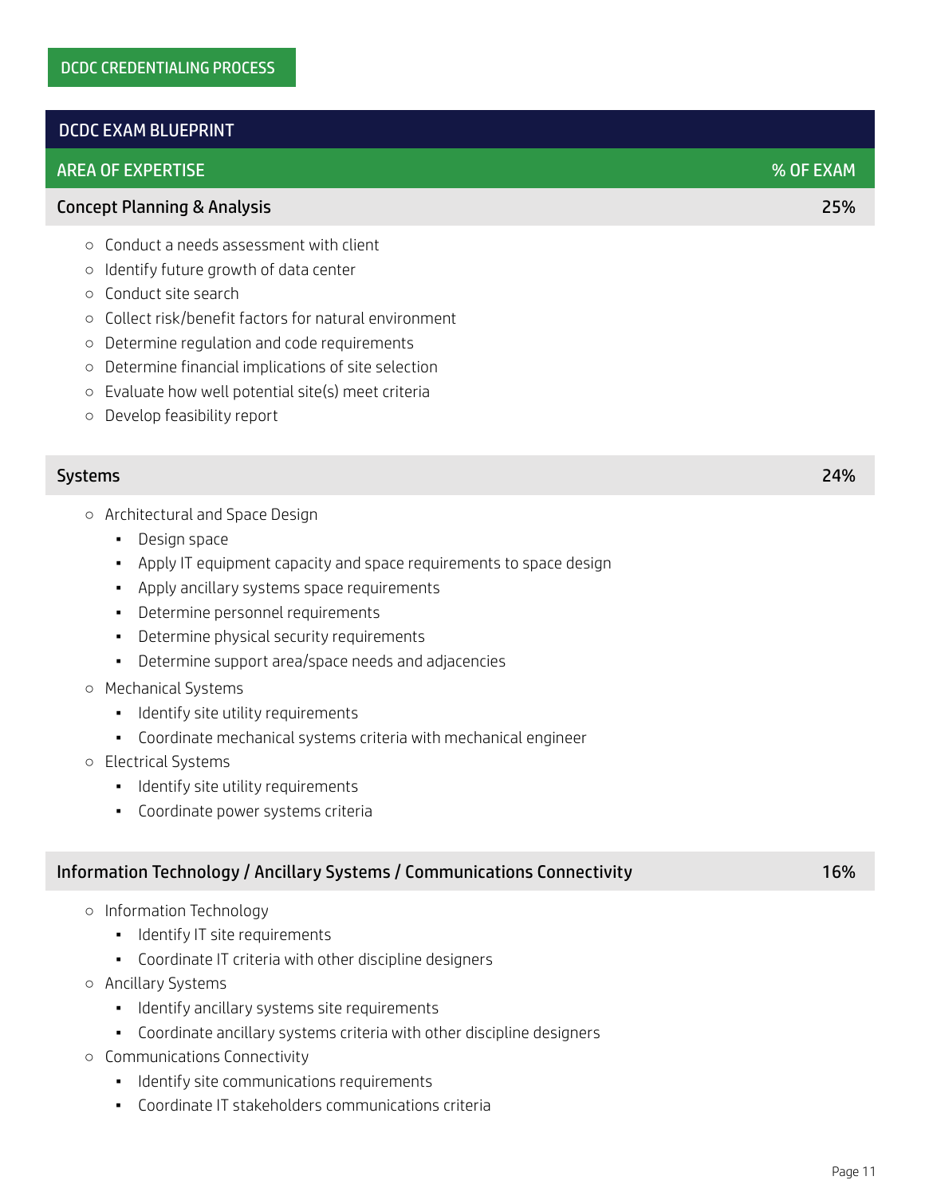DCDC CREDENTIALING PROCESS

## DCDC EXAM BLUEPRINT

| AREA OF EXPERTISE | % OF EXAM |
|---|---|
| Concept Planning & Analysis | 25% |

- Conduct a needs assessment with client
- Identify future growth of data center
- Conduct site search
- Collect risk/benefit factors for natural environment
- Determine regulation and code requirements
- Determine financial implications of site selection
- Evaluate how well potential site(s) meet criteria
- Develop feasibility report

| Systems | 24% |
|---|---|

- Architectural and Space Design
  - Design space
  - Apply IT equipment capacity and space requirements to space design
  - Apply ancillary systems space requirements
  - Determine personnel requirements
  - Determine physical security requirements
  - Determine support area/space needs and adjacencies
- Mechanical Systems
  - Identify site utility requirements
  - Coordinate mechanical systems criteria with mechanical engineer
- Electrical Systems
  - Identify site utility requirements
  - Coordinate power systems criteria

| Information Technology / Ancillary Systems / Communications Connectivity | 16% |
|---|---|

- Information Technology
  - Identify IT site requirements
  - Coordinate IT criteria with other discipline designers
- Ancillary Systems
  - Identify ancillary systems site requirements
  - Coordinate ancillary systems criteria with other discipline designers
- Communications Connectivity
  - Identify site communications requirements
  - Coordinate IT stakeholders communications criteria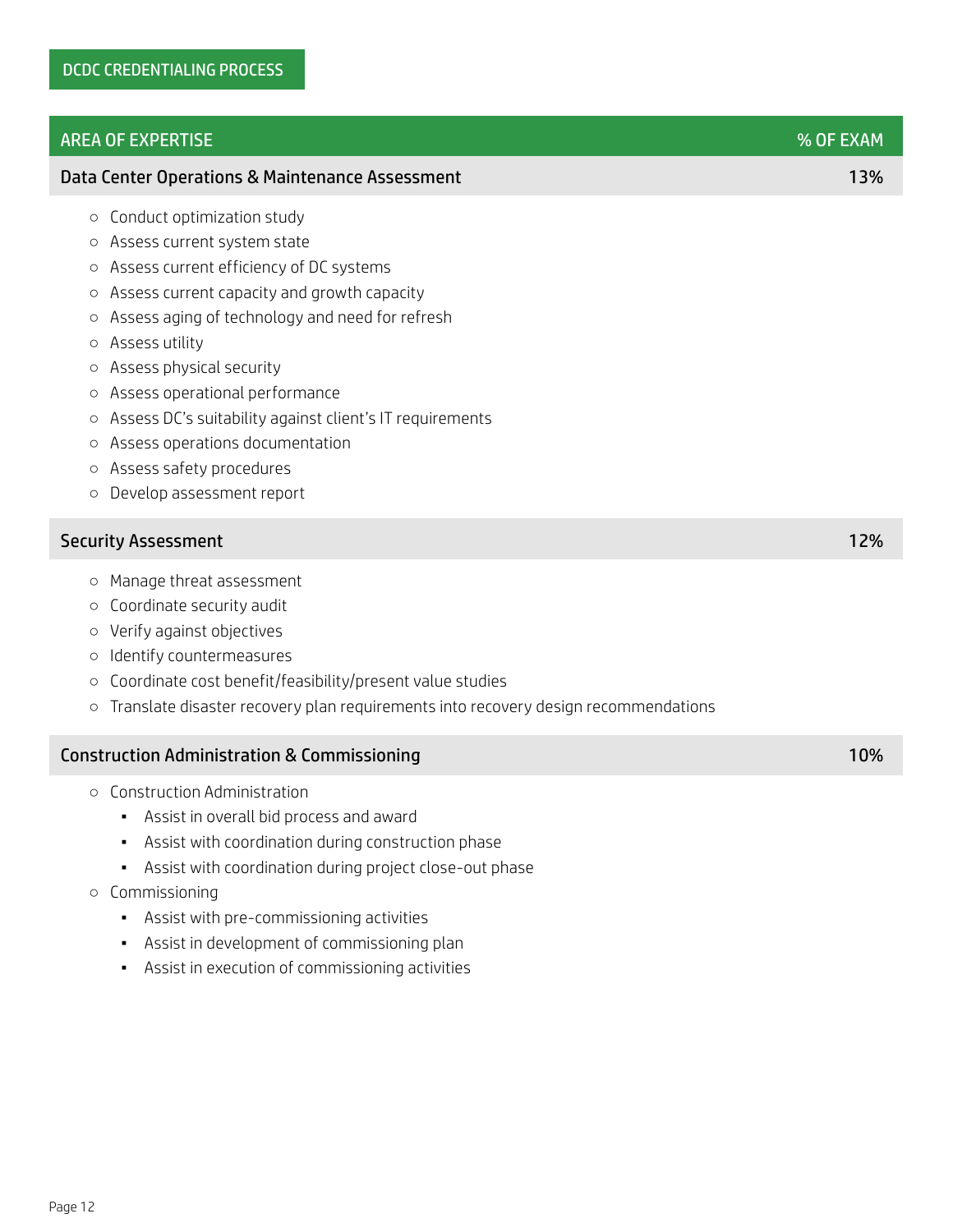DCDC CREDENTIALING PROCESS

| AREA OF EXPERTISE | % OF EXAM |
|---|---|
| **Data Center Operations & Maintenance Assessment** | **13%** |

- Conduct optimization study
- Assess current system state
- Assess current efficiency of DC systems
- Assess current capacity and growth capacity
- Assess aging of technology and need for refresh
- Assess utility
- Assess physical security
- Assess operational performance
- Assess DC's suitability against client's IT requirements
- Assess operations documentation
- Assess safety procedures
- Develop assessment report

| | |
|---|---|
| **Security Assessment** | **12%** |

- Manage threat assessment
- Coordinate security audit
- Verify against objectives
- Identify countermeasures
- Coordinate cost benefit/feasibility/present value studies
- Translate disaster recovery plan requirements into recovery design recommendations

| | |
|---|---|
| **Construction Administration & Commissioning** | **10%** |

- Construction Administration
  - Assist in overall bid process and award
  - Assist with coordination during construction phase
  - Assist with coordination during project close-out phase
- Commissioning
  - Assist with pre-commissioning activities
  - Assist in development of commissioning plan
  - Assist in execution of commissioning activities